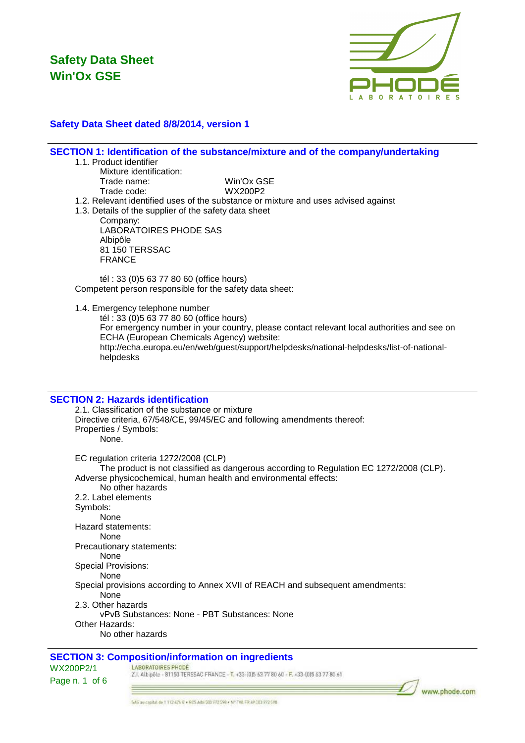# Safety Data Sheet
# Win'Ox GSE

**Safety Data Sheet dated 8/8/2014, version 1**

## SECTION 1: Identification of the substance/mixture and of the company/undertaking

1.1. Product identifier

Mixture identification:

Trade name: Win'Ox GSE

Trade code: WX200P2

1.2. Relevant identified uses of the substance or mixture and uses advised against

1.3. Details of the supplier of the safety data sheet

Company:

LABORATOIRES PHODE SAS

Albipôle

81 150 TERSSAC

FRANCE

tél : 33 (0)5 63 77 80 60 (office hours)

Competent person responsible for the safety data sheet:

1.4. Emergency telephone number

tél : 33 (0)5 63 77 80 60 (office hours)

For emergency number in your country, please contact relevant local authorities and see on ECHA (European Chemicals Agency) website:
http://echa.europa.eu/en/web/guest/support/helpdesks/national-helpdesks/list-of-national-helpdesks

## SECTION 2: Hazards identification

2.1. Classification of the substance or mixture

Directive criteria, 67/548/CE, 99/45/EC and following amendments thereof:

Properties / Symbols:

None.

EC regulation criteria 1272/2008 (CLP)

The product is not classified as dangerous according to Regulation EC 1272/2008 (CLP).

Adverse physicochemical, human health and environmental effects:

No other hazards

2.2. Label elements

Symbols:

None

Hazard statements:

None

Precautionary statements:

None

Special Provisions:

None

Special provisions according to Annex XVII of REACH and subsequent amendments:

None

2.3. Other hazards

vPvB Substances: None - PBT Substances: None

Other Hazards:

No other hazards

## SECTION 3: Composition/information on ingredients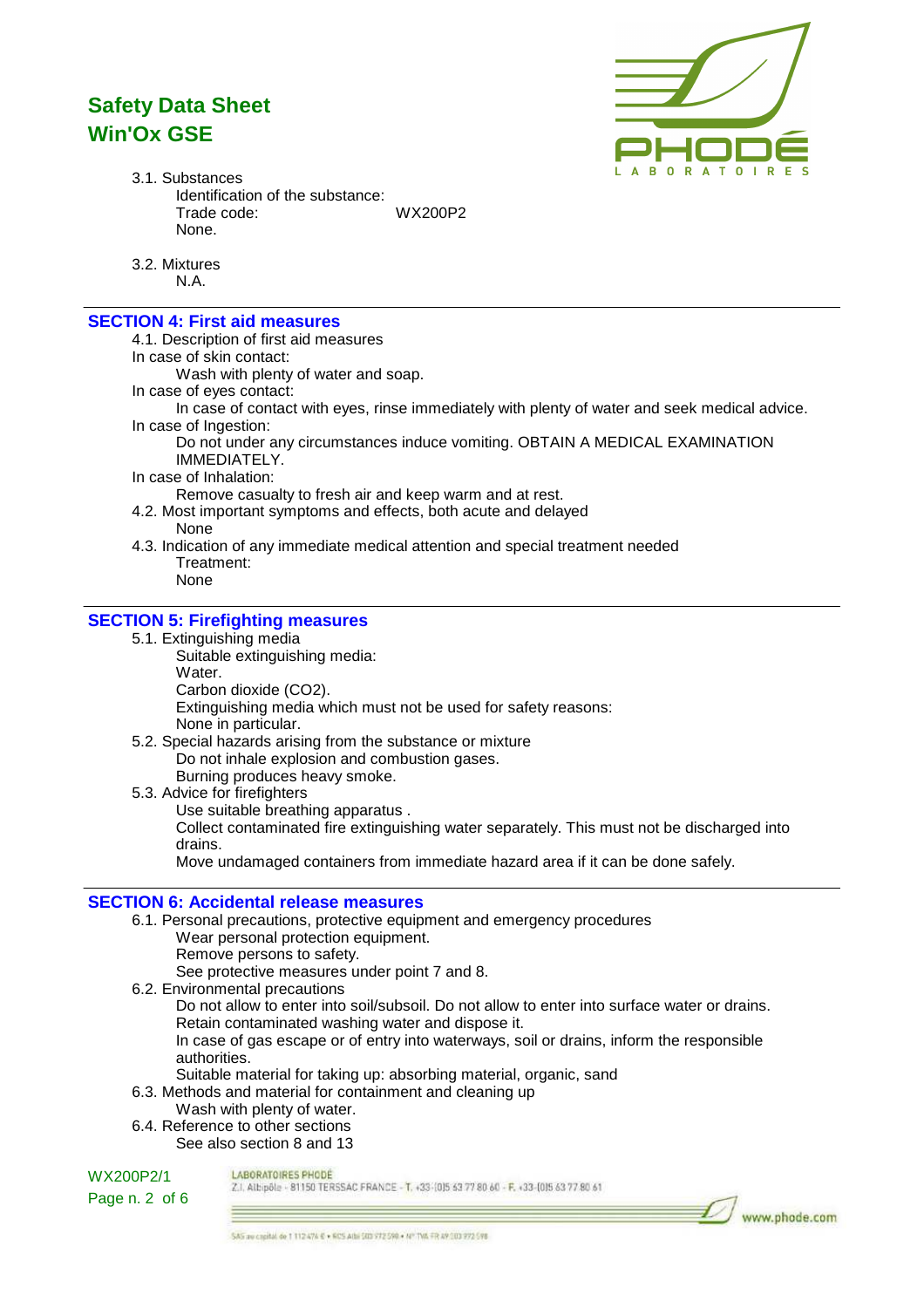3.1. Substances

Identification of the substance:
Trade code: WX200P2
None.

3.2. Mixtures

N.A.

## SECTION 4: First aid measures

4.1. Description of first aid measures

In case of skin contact:
Wash with plenty of water and soap.

In case of eyes contact:
In case of contact with eyes, rinse immediately with plenty of water and seek medical advice.

In case of Ingestion:
Do not under any circumstances induce vomiting. OBTAIN A MEDICAL EXAMINATION IMMEDIATELY.

In case of Inhalation:
Remove casualty to fresh air and keep warm and at rest.

4.2. Most important symptoms and effects, both acute and delayed

None

4.3. Indication of any immediate medical attention and special treatment needed

Treatment:
None

## SECTION 5: Firefighting measures

5.1. Extinguishing media

Suitable extinguishing media:
Water.
Carbon dioxide ($CO_2$).
Extinguishing media which must not be used for safety reasons:
None in particular.

5.2. Special hazards arising from the substance or mixture

Do not inhale explosion and combustion gases.
Burning produces heavy smoke.

5.3. Advice for firefighters

Use suitable breathing apparatus .
Collect contaminated fire extinguishing water separately. This must not be discharged into drains.
Move undamaged containers from immediate hazard area if it can be done safely.

## SECTION 6: Accidental release measures

6.1. Personal precautions, protective equipment and emergency procedures

Wear personal protection equipment.
Remove persons to safety.
See protective measures under point 7 and 8.

6.2. Environmental precautions

Do not allow to enter into soil/subsoil. Do not allow to enter into surface water or drains.
Retain contaminated washing water and dispose it.
In case of gas escape or of entry into waterways, soil or drains, inform the responsible authorities.
Suitable material for taking up: absorbing material, organic, sand

6.3. Methods and material for containment and cleaning up

Wash with plenty of water.

6.4. Reference to other sections

See also section 8 and 13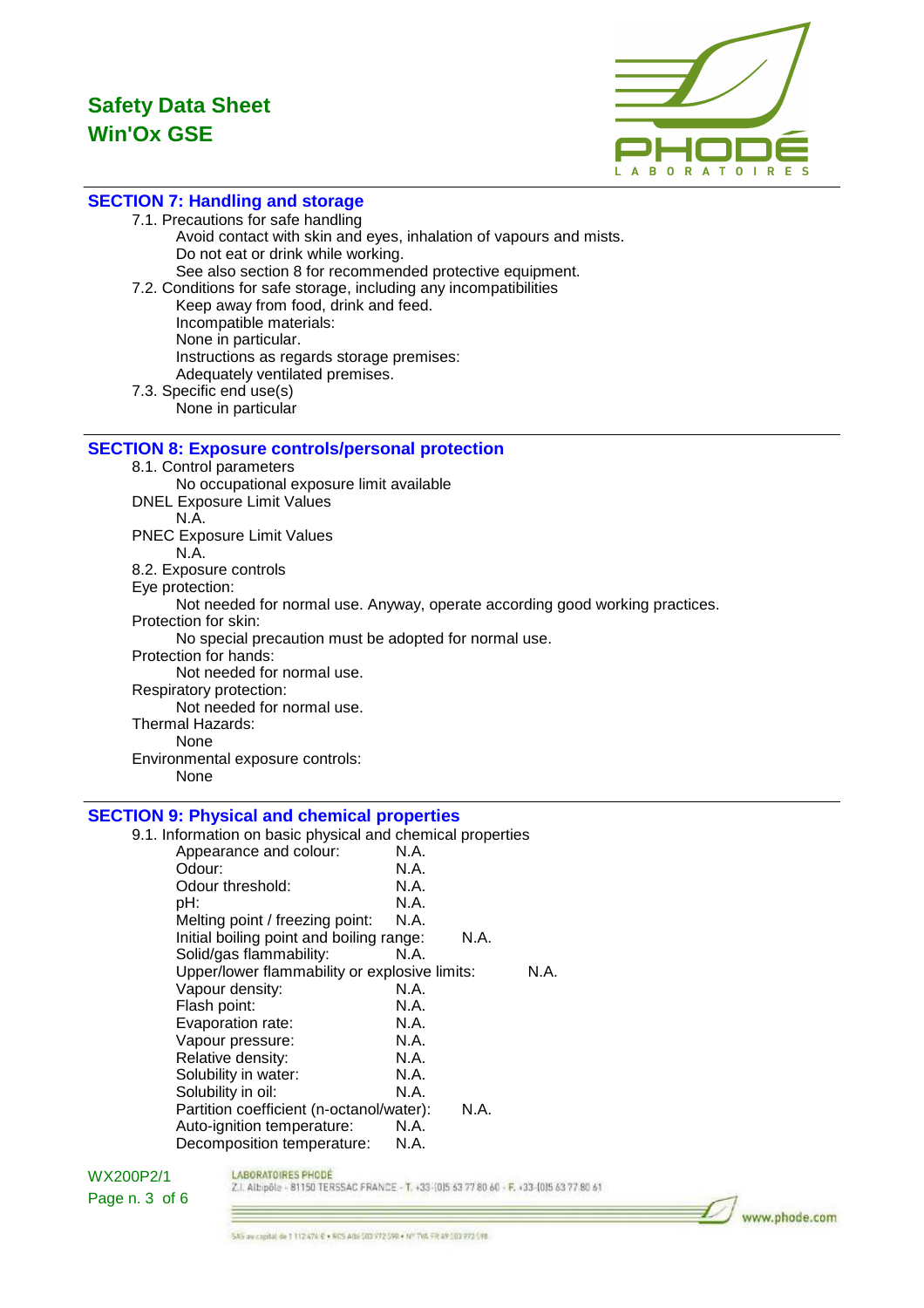## SECTION 7: Handling and storage

7.1. Precautions for safe handling

Avoid contact with skin and eyes, inhalation of vapours and mists.
Do not eat or drink while working.
See also section 8 for recommended protective equipment.

7.2. Conditions for safe storage, including any incompatibilities

Keep away from food, drink and feed.
Incompatible materials:
None in particular.
Instructions as regards storage premises:
Adequately ventilated premises.

7.3. Specific end use(s)

None in particular

## SECTION 8: Exposure controls/personal protection

8.1. Control parameters

No occupational exposure limit available

DNEL Exposure Limit Values

N.A.

PNEC Exposure Limit Values

N.A.

8.2. Exposure controls

Eye protection:

Not needed for normal use. Anyway, operate according good working practices.

Protection for skin:

No special precaution must be adopted for normal use.

Protection for hands:

Not needed for normal use.

Respiratory protection:

Not needed for normal use.

Thermal Hazards:

None

Environmental exposure controls:

None

## SECTION 9: Physical and chemical properties

9.1. Information on basic physical and chemical properties

| Property | Value |
|---|---|
| Appearance and colour: | N.A. |
| Odour: | N.A. |
| Odour threshold: | N.A. |
| pH: | N.A. |
| Melting point / freezing point: | N.A. |
| Initial boiling point and boiling range: | N.A. |
| Solid/gas flammability: | N.A. |
| Upper/lower flammability or explosive limits: | N.A. |
| Vapour density: | N.A. |
| Flash point: | N.A. |
| Evaporation rate: | N.A. |
| Vapour pressure: | N.A. |
| Relative density: | N.A. |
| Solubility in water: | N.A. |
| Solubility in oil: | N.A. |
| Partition coefficient (n-octanol/water): | N.A. |
| Auto-ignition temperature: | N.A. |
| Decomposition temperature: | N.A. |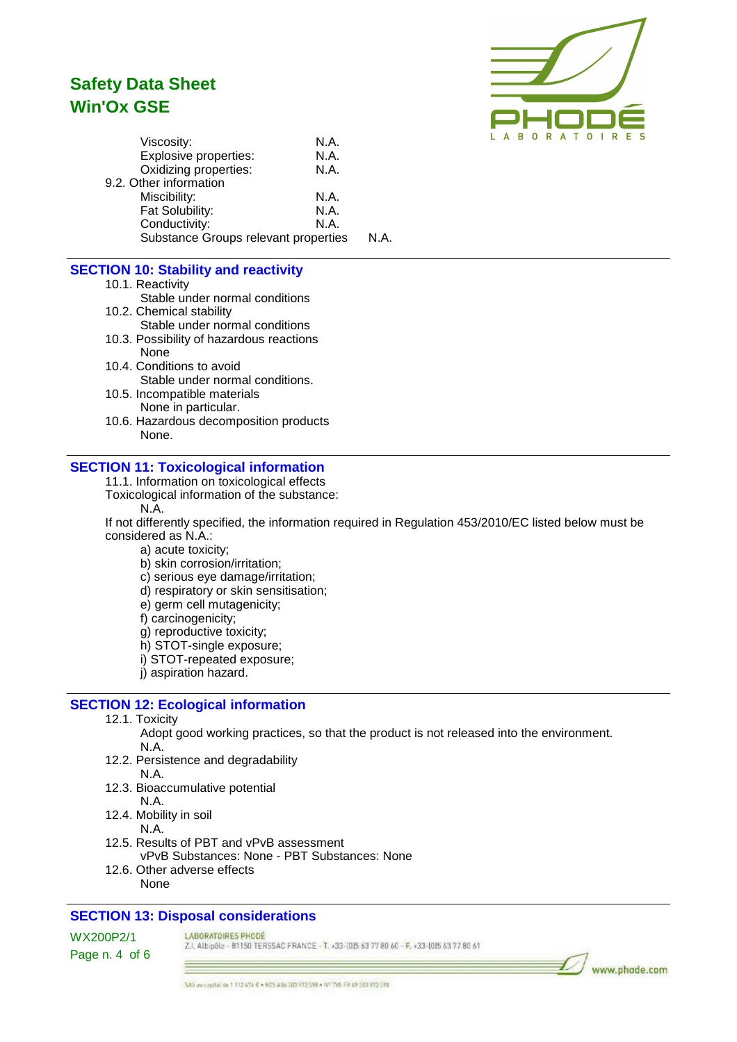| | |
|---|---|
| Viscosity: | N.A. |
| Explosive properties: | N.A. |
| Oxidizing properties: | N.A. |

9.2. Other information

| | |
|---|---|
| Miscibility: | N.A. |
| Fat Solubility: | N.A. |
| Conductivity: | N.A. |
| Substance Groups relevant properties | N.A. |

## SECTION 10: Stability and reactivity

10.1. Reactivity
Stable under normal conditions

10.2. Chemical stability
Stable under normal conditions

10.3. Possibility of hazardous reactions
None

10.4. Conditions to avoid
Stable under normal conditions.

10.5. Incompatible materials
None in particular.

10.6. Hazardous decomposition products
None.

## SECTION 11: Toxicological information

11.1. Information on toxicological effects

Toxicological information of the substance:
N.A.

If not differently specified, the information required in Regulation 453/2010/EC listed below must be considered as N.A.:

a) acute toxicity;
b) skin corrosion/irritation;
c) serious eye damage/irritation;
d) respiratory or skin sensitisation;
e) germ cell mutagenicity;
f) carcinogenicity;
g) reproductive toxicity;
h) STOT-single exposure;
i) STOT-repeated exposure;
j) aspiration hazard.

## SECTION 12: Ecological information

12.1. Toxicity
Adopt good working practices, so that the product is not released into the environment.
N.A.

12.2. Persistence and degradability
N.A.

12.3. Bioaccumulative potential
N.A.

12.4. Mobility in soil
N.A.

12.5. Results of PBT and vPvB assessment
vPvB Substances: None - PBT Substances: None

12.6. Other adverse effects
None

## SECTION 13: Disposal considerations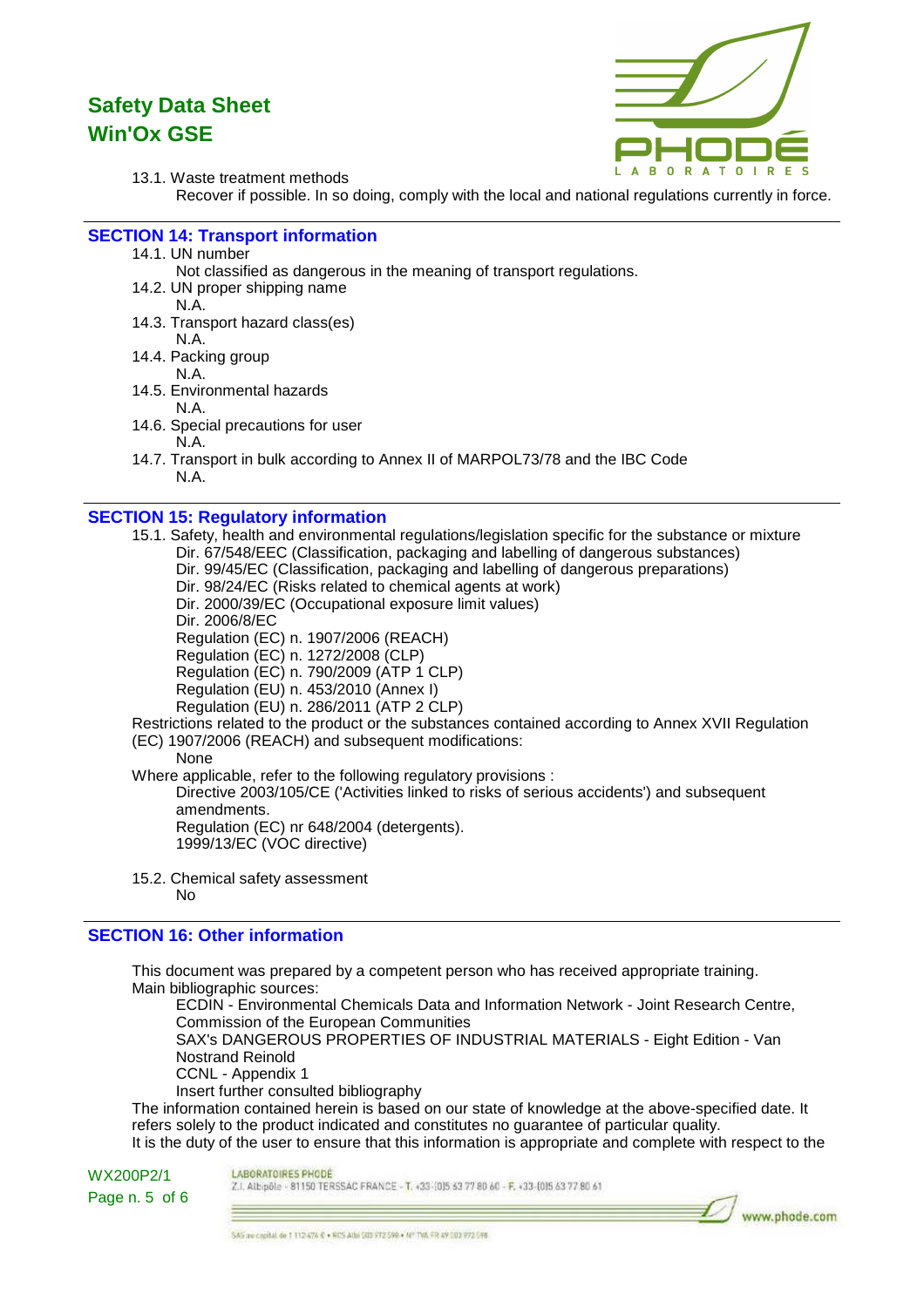13.1. Waste treatment methods

Recover if possible. In so doing, comply with the local and national regulations currently in force.

## SECTION 14: Transport information

14.1. UN number

Not classified as dangerous in the meaning of transport regulations.

14.2. UN proper shipping name

N.A.

14.3. Transport hazard class(es)

N.A.

14.4. Packing group

N.A.

14.5. Environmental hazards

N.A.

14.6. Special precautions for user

N.A.

14.7. Transport in bulk according to Annex II of MARPOL73/78 and the IBC Code

N.A.

## SECTION 15: Regulatory information

15.1. Safety, health and environmental regulations/legislation specific for the substance or mixture

Dir. 67/548/EEC (Classification, packaging and labelling of dangerous substances)
Dir. 99/45/EC (Classification, packaging and labelling of dangerous preparations)
Dir. 98/24/EC (Risks related to chemical agents at work)
Dir. 2000/39/EC (Occupational exposure limit values)
Dir. 2006/8/EC
Regulation (EC) n. 1907/2006 (REACH)
Regulation (EC) n. 1272/2008 (CLP)
Regulation (EC) n. 790/2009 (ATP 1 CLP)
Regulation (EU) n. 453/2010 (Annex I)
Regulation (EU) n. 286/2011 (ATP 2 CLP)

Restrictions related to the product or the substances contained according to Annex XVII Regulation (EC) 1907/2006 (REACH) and subsequent modifications:

None

Where applicable, refer to the following regulatory provisions :

Directive 2003/105/CE ('Activities linked to risks of serious accidents') and subsequent amendments.
Regulation (EC) nr 648/2004 (detergents).
1999/13/EC (VOC directive)

15.2. Chemical safety assessment

No

## SECTION 16: Other information

This document was prepared by a competent person who has received appropriate training.
Main bibliographic sources:

ECDIN - Environmental Chemicals Data and Information Network - Joint Research Centre, Commission of the European Communities
SAX's DANGEROUS PROPERTIES OF INDUSTRIAL MATERIALS - Eight Edition - Van Nostrand Reinold
CCNL - Appendix 1
Insert further consulted bibliography

The information contained herein is based on our state of knowledge at the above-specified date. It refers solely to the product indicated and constitutes no guarantee of particular quality.
It is the duty of the user to ensure that this information is appropriate and complete with respect to the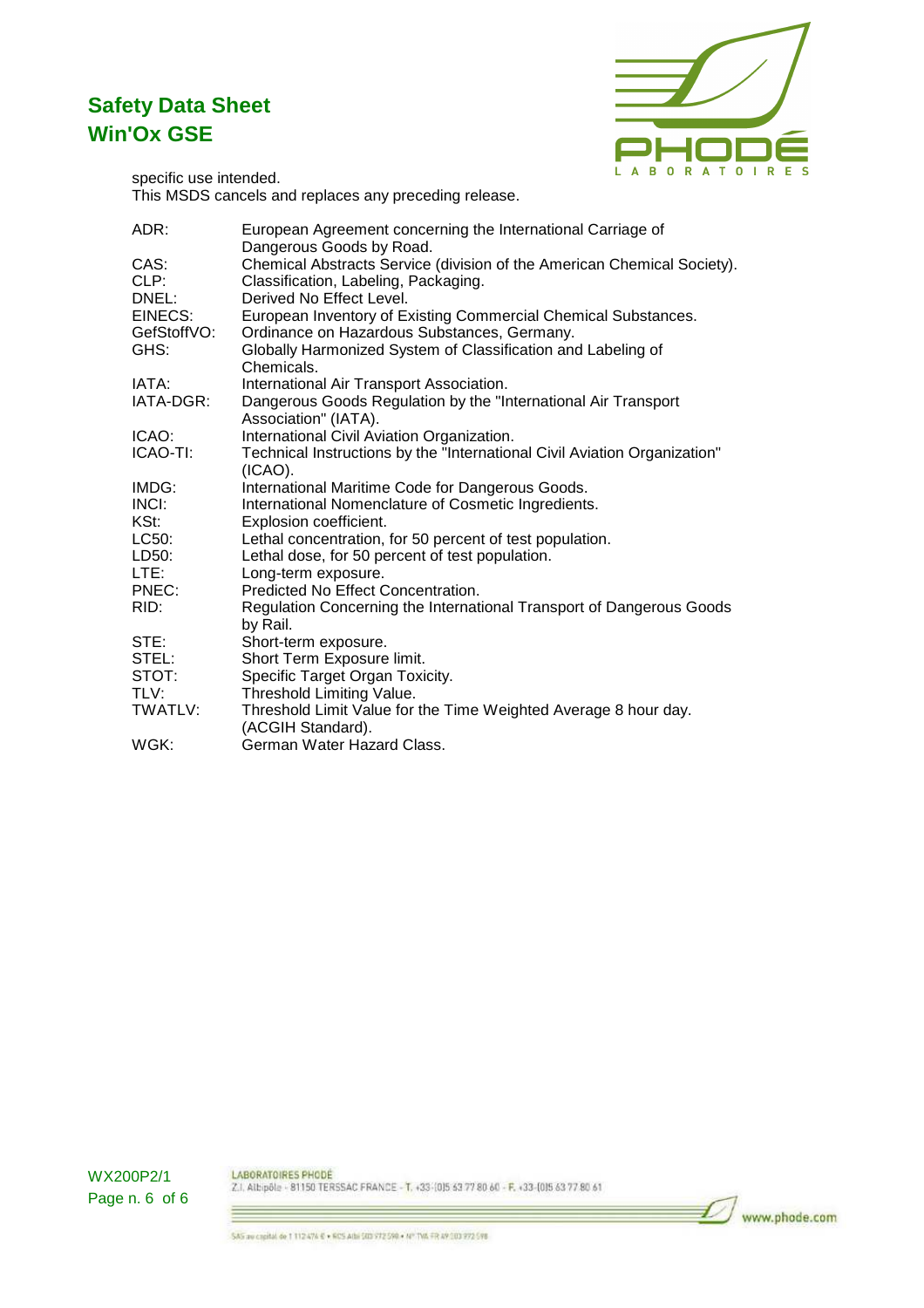specific use intended.
This MSDS cancels and replaces any preceding release.

| | |
|---|---|
| ADR: | European Agreement concerning the International Carriage of Dangerous Goods by Road. |
| CAS: | Chemical Abstracts Service (division of the American Chemical Society). |
| CLP: | Classification, Labeling, Packaging. |
| DNEL: | Derived No Effect Level. |
| EINECS: | European Inventory of Existing Commercial Chemical Substances. |
| GefStoffVO: | Ordinance on Hazardous Substances, Germany. |
| GHS: | Globally Harmonized System of Classification and Labeling of Chemicals. |
| IATA: | International Air Transport Association. |
| IATA-DGR: | Dangerous Goods Regulation by the "International Air Transport Association" (IATA). |
| ICAO: | International Civil Aviation Organization. |
| ICAO-TI: | Technical Instructions by the "International Civil Aviation Organization" (ICAO). |
| IMDG: | International Maritime Code for Dangerous Goods. |
| INCI: | International Nomenclature of Cosmetic Ingredients. |
| KSt: | Explosion coefficient. |
| LC50: | Lethal concentration, for 50 percent of test population. |
| LD50: | Lethal dose, for 50 percent of test population. |
| LTE: | Long-term exposure. |
| PNEC: | Predicted No Effect Concentration. |
| RID: | Regulation Concerning the International Transport of Dangerous Goods by Rail. |
| STE: | Short-term exposure. |
| STEL: | Short Term Exposure limit. |
| STOT: | Specific Target Organ Toxicity. |
| TLV: | Threshold Limiting Value. |
| TWATLV: | Threshold Limit Value for the Time Weighted Average 8 hour day. (ACGIH Standard). |
| WGK: | German Water Hazard Class. |